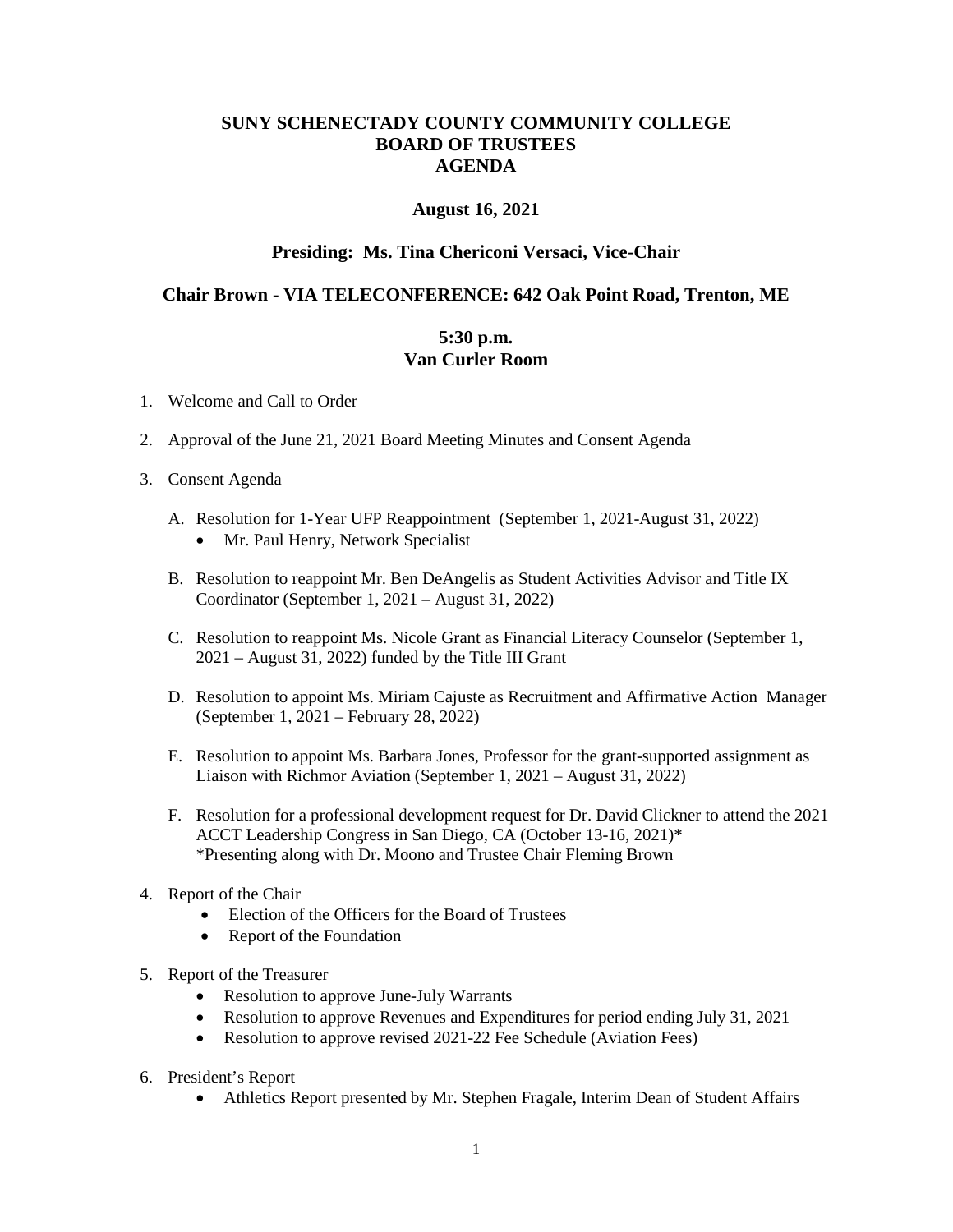# SUNY SCHENECTADY COUNTY COMMUNITY COLLEGE
# BOARD OF TRUSTEES
# AGENDA

**August 16, 2021**

**Presiding: Ms. Tina Chericoni Versaci, Vice-Chair**

**Chair Brown - VIA TELECONFERENCE: 642 Oak Point Road, Trenton, ME**

**5:30 p.m.**
**Van Curler Room**

1. Welcome and Call to Order

2. Approval of the June 21, 2021 Board Meeting Minutes and Consent Agenda

3. Consent Agenda

   A. Resolution for 1-Year UFP Reappointment (September 1, 2021-August 31, 2022)
      - Mr. Paul Henry, Network Specialist

   B. Resolution to reappoint Mr. Ben DeAngelis as Student Activities Advisor and Title IX Coordinator (September 1, 2021 – August 31, 2022)

   C. Resolution to reappoint Ms. Nicole Grant as Financial Literacy Counselor (September 1, 2021 – August 31, 2022) funded by the Title III Grant

   D. Resolution to appoint Ms. Miriam Cajuste as Recruitment and Affirmative Action Manager (September 1, 2021 – February 28, 2022)

   E. Resolution to appoint Ms. Barbara Jones, Professor for the grant-supported assignment as Liaison with Richmor Aviation (September 1, 2021 – August 31, 2022)

   F. Resolution for a professional development request for Dr. David Clickner to attend the 2021 ACCT Leadership Congress in San Diego, CA (October 13-16, 2021)*
      *Presenting along with Dr. Moono and Trustee Chair Fleming Brown

4. Report of the Chair
   - Election of the Officers for the Board of Trustees
   - Report of the Foundation

5. Report of the Treasurer
   - Resolution to approve June-July Warrants
   - Resolution to approve Revenues and Expenditures for period ending July 31, 2021
   - Resolution to approve revised 2021-22 Fee Schedule (Aviation Fees)

6. President's Report
   - Athletics Report presented by Mr. Stephen Fragale, Interim Dean of Student Affairs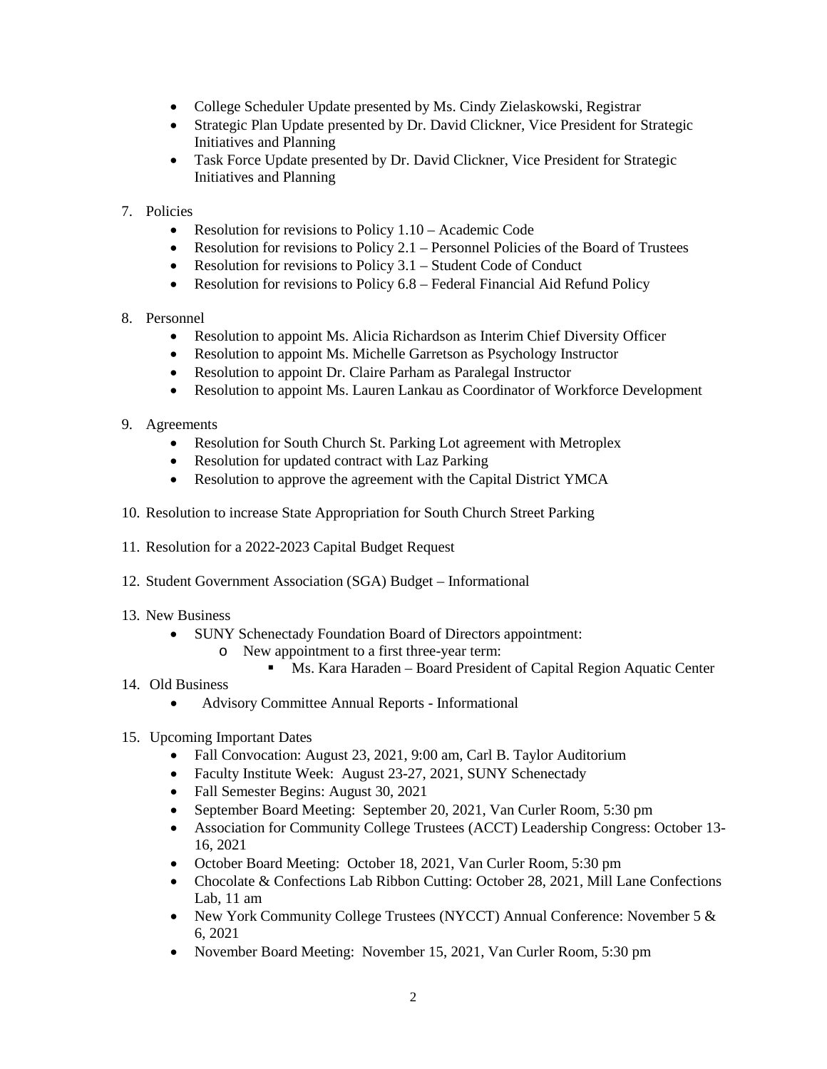- College Scheduler Update presented by Ms. Cindy Zielaskowski, Registrar
- Strategic Plan Update presented by Dr. David Clickner, Vice President for Strategic Initiatives and Planning
- Task Force Update presented by Dr. David Clickner, Vice President for Strategic Initiatives and Planning

7. Policies
   - Resolution for revisions to Policy 1.10 – Academic Code
   - Resolution for revisions to Policy 2.1 – Personnel Policies of the Board of Trustees
   - Resolution for revisions to Policy 3.1 – Student Code of Conduct
   - Resolution for revisions to Policy 6.8 – Federal Financial Aid Refund Policy

8. Personnel
   - Resolution to appoint Ms. Alicia Richardson as Interim Chief Diversity Officer
   - Resolution to appoint Ms. Michelle Garretson as Psychology Instructor
   - Resolution to appoint Dr. Claire Parham as Paralegal Instructor
   - Resolution to appoint Ms. Lauren Lankau as Coordinator of Workforce Development

9. Agreements
   - Resolution for South Church St. Parking Lot agreement with Metroplex
   - Resolution for updated contract with Laz Parking
   - Resolution to approve the agreement with the Capital District YMCA

10. Resolution to increase State Appropriation for South Church Street Parking

11. Resolution for a 2022-2023 Capital Budget Request

12. Student Government Association (SGA) Budget – Informational

13. New Business
    - SUNY Schenectady Foundation Board of Directors appointment:
      - New appointment to a first three-year term:
        - Ms. Kara Haraden – Board President of Capital Region Aquatic Center

14. Old Business
    - Advisory Committee Annual Reports - Informational

15. Upcoming Important Dates
    - Fall Convocation: August 23, 2021, 9:00 am, Carl B. Taylor Auditorium
    - Faculty Institute Week: August 23-27, 2021, SUNY Schenectady
    - Fall Semester Begins: August 30, 2021
    - September Board Meeting: September 20, 2021, Van Curler Room, 5:30 pm
    - Association for Community College Trustees (ACCT) Leadership Congress: October 13-16, 2021
    - October Board Meeting: October 18, 2021, Van Curler Room, 5:30 pm
    - Chocolate & Confections Lab Ribbon Cutting: October 28, 2021, Mill Lane Confections Lab, 11 am
    - New York Community College Trustees (NYCCT) Annual Conference: November 5 & 6, 2021
    - November Board Meeting: November 15, 2021, Van Curler Room, 5:30 pm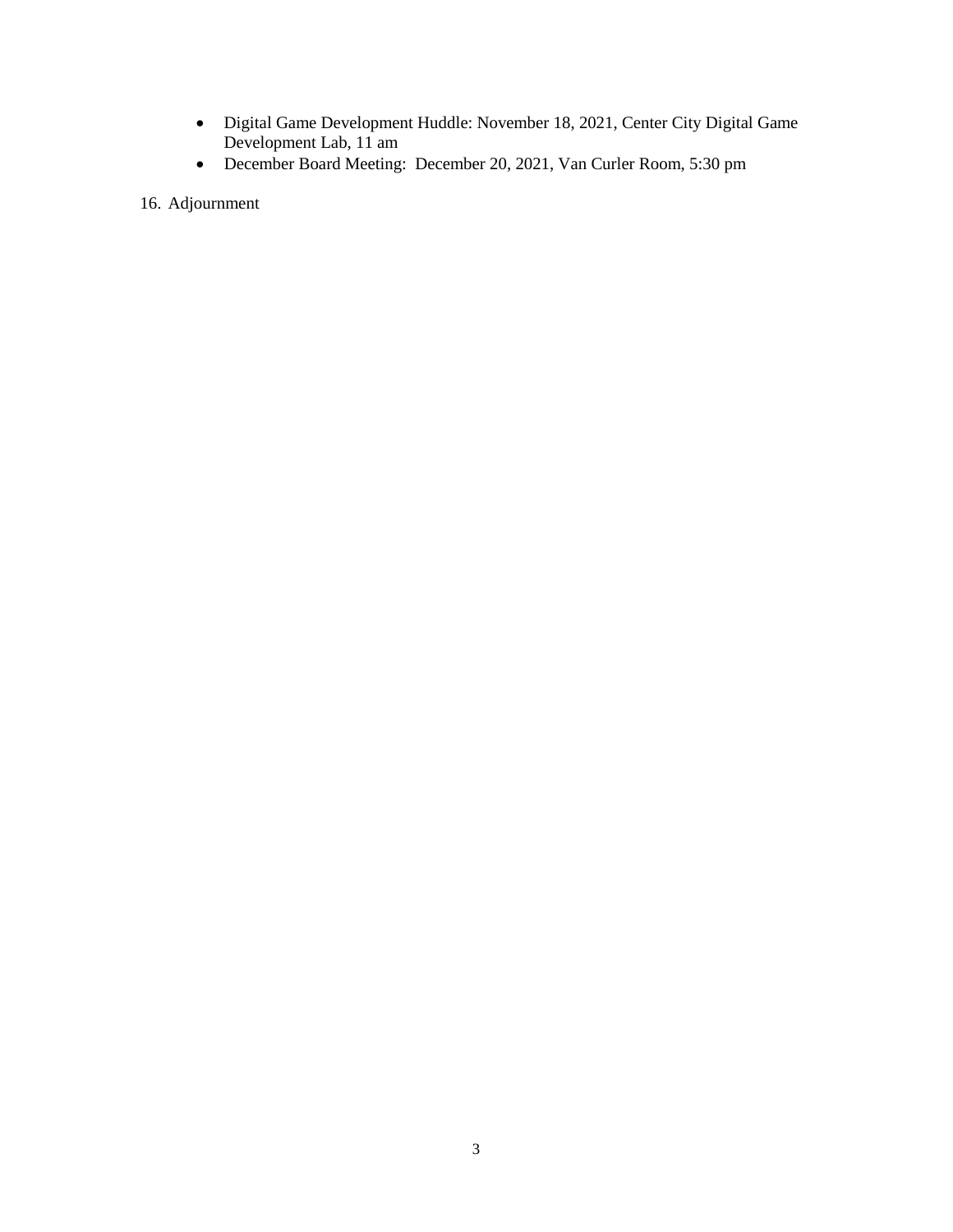- Digital Game Development Huddle: November 18, 2021, Center City Digital Game Development Lab, 11 am
- December Board Meeting: December 20, 2021, Van Curler Room, 5:30 pm

16. Adjournment